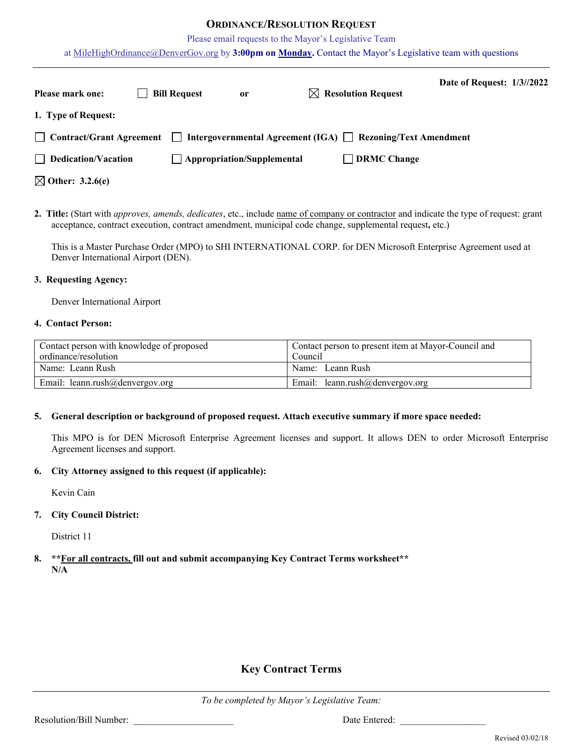# ORDINANCE/RESOLUTION REQUEST

Please email requests to the Mayor's Legislative Team

at MileHighOrdinance@DenverGov.org by **3:00pm on Monday.** Contact the Mayor's Legislative team with questions

**Date of Request: 1/3//2022**

**Please mark one:** ☐ **Bill Request** or ☒ **Resolution Request**

**1. Type of Request:**

☐ **Contract/Grant Agreement** ☐ **Intergovernmental Agreement (IGA)** ☐ **Rezoning/Text Amendment**

☐ **Dedication/Vacation** ☐ **Appropriation/Supplemental** ☐ **DRMC Change**

☒ **Other: 3.2.6(e)**

**2. Title:** (Start with *approves, amends, dedicates*, etc., include name of company or contractor and indicate the type of request: grant acceptance, contract execution, contract amendment, municipal code change, supplemental request**,** etc.)

This is a Master Purchase Order (MPO) to SHI INTERNATIONAL CORP. for DEN Microsoft Enterprise Agreement used at Denver International Airport (DEN).

**3. Requesting Agency:**

Denver International Airport

**4. Contact Person:**

| Contact person with knowledge of proposed ordinance/resolution | Contact person to present item at Mayor-Council and Council |
|---|---|
| Name: Leann Rush | Name: Leann Rush |
| Email: leann.rush@denvergov.org | Email: leann.rush@denvergov.org |

**5. General description or background of proposed request. Attach executive summary if more space needed:**

This MPO is for DEN Microsoft Enterprise Agreement licenses and support. It allows DEN to order Microsoft Enterprise Agreement licenses and support.

**6. City Attorney assigned to this request (if applicable):**

Kevin Cain

**7. City Council District:**

District 11

**8. \*\*For all contracts, fill out and submit accompanying Key Contract Terms worksheet\*\***
**N/A**

## Key Contract Terms

*To be completed by Mayor's Legislative Team:*

Resolution/Bill Number: ____________________ Date Entered: __________________

Revised 03/02/18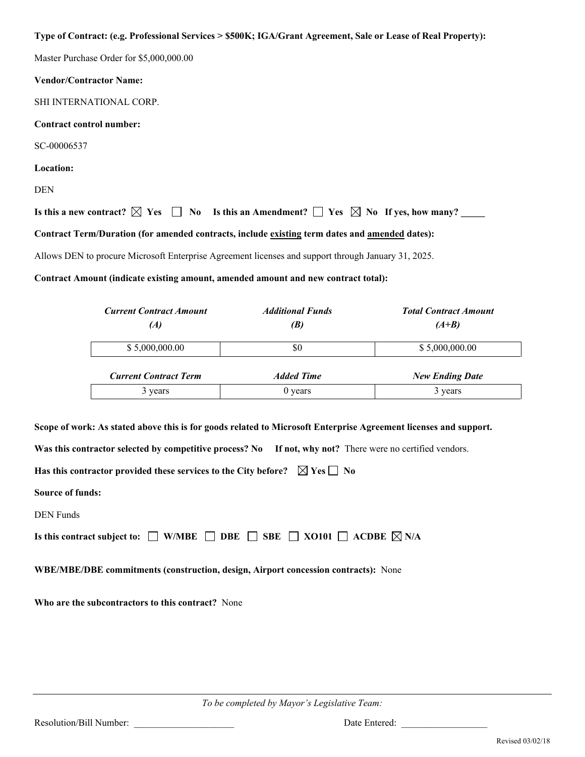**Type of Contract: (e.g. Professional Services > $500K; IGA/Grant Agreement, Sale or Lease of Real Property):**

Master Purchase Order for $5,000,000.00

**Vendor/Contractor Name:**

SHI INTERNATIONAL CORP.

**Contract control number:**

SC-00006537

**Location:**

DEN

**Is this a new contract?** ☒ **Yes** ☐ **No** **Is this an Amendment?** ☐ **Yes** ☒ **No** **If yes, how many?** _____

**Contract Term/Duration (for amended contracts, include existing term dates and amended dates):**

Allows DEN to procure Microsoft Enterprise Agreement licenses and support through January 31, 2025.

**Contract Amount (indicate existing amount, amended amount and new contract total):**

| ***Current Contract Amount (A)*** | ***Additional Funds (B)*** | ***Total Contract Amount (A+B)*** |
|---|---|---|
| $ 5,000,000.00 | $0 | $ 5,000,000.00 |
| ***Current Contract Term*** | ***Added Time*** | ***New Ending Date*** |
| 3 years | 0 years | 3 years |

**Scope of work: As stated above this is for goods related to Microsoft Enterprise Agreement licenses and support.**

**Was this contractor selected by competitive process? No** **If not, why not?** There were no certified vendors.

**Has this contractor provided these services to the City before?** ☒ **Yes** ☐ **No**

**Source of funds:**

DEN Funds

**Is this contract subject to:** ☐ **W/MBE** ☐ **DBE** ☐ **SBE** ☐ **XO101** ☐ **ACDBE** ☒ **N/A**

**WBE/MBE/DBE commitments (construction, design, Airport concession contracts):** None

**Who are the subcontractors to this contract?** None

---

*To be completed by Mayor's Legislative Team:*

Resolution/Bill Number: _____________________ Date Entered: __________________

Revised 03/02/18